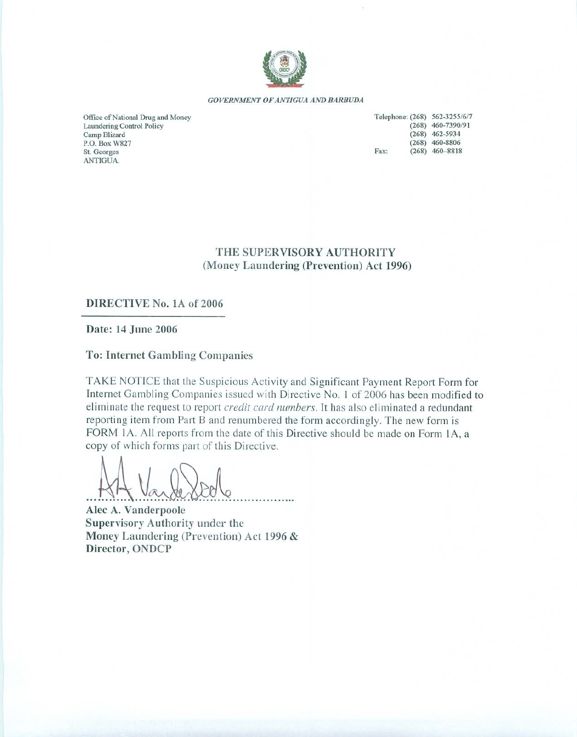*GOVERNMENT OF ANTIGUA AND BARBUDA*

Office of National Drug and Money Laundering Control Policy
Camp Blizard
P.O. Box W827
St. Georges
ANTIGUA.

Telephone: (268) 562-3255/6/7
(268) 460-7390/91
(268) 462-5934
(268) 460-8806
Fax: (268) 460-8818

## THE SUPERVISORY AUTHORITY
**(Money Laundering (Prevention) Act 1996)**

**DIRECTIVE No. 1A of 2006**

**Date: 14 June 2006**

**To: Internet Gambling Companies**

TAKE NOTICE that the Suspicious Activity and Significant Payment Report Form for Internet Gambling Companies issued with Directive No. 1 of 2006 has been modified to eliminate the request to report *credit card numbers*. It has also eliminated a redundant reporting item from Part B and renumbered the form accordingly. The new form is FORM 1A. All reports from the date of this Directive should be made on Form 1A, a copy of which forms part of this Directive.

**Alec A. Vanderpoole**
**Supervisory Authority under the Money Laundering (Prevention) Act 1996 &**
**Director, ONDCP**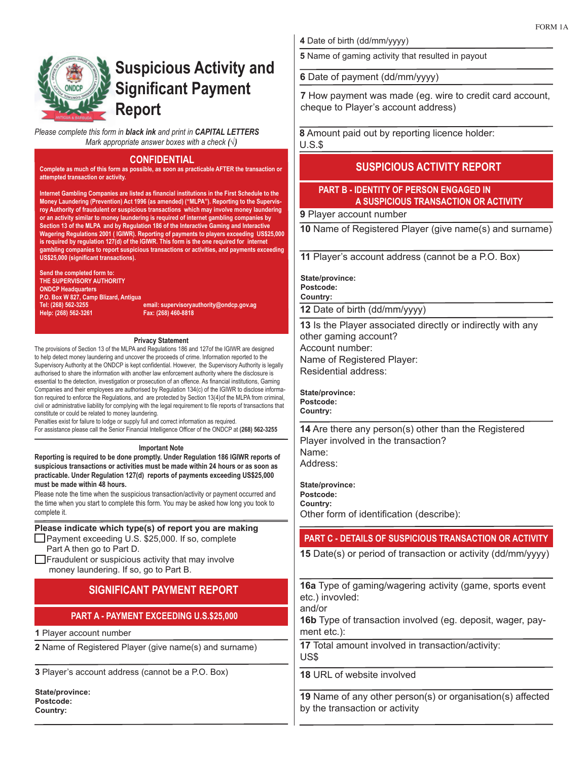FORM 1A

# Suspicious Activity and Significant Payment Report

*Please complete this form in **black ink** and print in **CAPITAL LETTERS***
*Mark appropriate answer boxes with a check (√)*

## CONFIDENTIAL

**Complete as much of this form as possible, as soon as practicable AFTER the transaction or attempted transaction or activity.**

**Internet Gambling Companies are listed as financial institutions in the First Schedule to the Money Laundering (Prevention) Act 1996 (as amended) ("MLPA"). Reporting to the Supervisory Authority of fraudulent or suspicious transactions which may involve money laundering or an activity similar to money laundering is required of internet gambling companies by Section 13 of the MLPA and by Regulation 186 of the Interactive Gaming and Interactive Wagering Regulations 2001 ( IGIWR). Reporting of payments to players exceeding US$25,000 is required by regulation 127(d) of the IGIWR. This form is the one required for internet gambling companies to report suspicious transactions or activities, and payments exceeding US$25,000 (significant transactions).**

**Send the completed form to:**
**THE SUPERVISORY AUTHORITY**
**ONDCP Headquarters**
**P.O. Box W 827, Camp Blizard, Antigua**
**Tel: (268) 562-3255** **email: supervisoryauthority@ondcp.gov.ag**
**Help: (268) 562-3261** **Fax: (268) 460-8818**

### Privacy Statement

The provisions of Section 13 of the MLPA and Regulations 186 and 127of the IGIWR are designed to help detect money laundering and uncover the proceeds of crime. Information reported to the Supervisory Authority at the ONDCP is kept confidential. However, the Supervisory Authority is legally authorised to share the information with another law enforcement authority where the disclosure is essential to the detection, investigation or prosecution of an offence. As financial institutions, Gaming Companies and their employees are authorised by Regulation 134(c) of the IGIWR to disclose information required to enforce the Regulations, and are protected by Section 13(4)of the MLPA from criminal, civil or administrative liability for complying with the legal requirement to file reports of transactions that constitute or could be related to money laundering.
Penalties exist for failure to lodge or supply full and correct information as required.
For assistance please call the Senior Financial Intelligence Officer of the ONDCP at **(268) 562-3255**

### Important Note

**Reporting is required to be done promptly. Under Regulation 186 IGIWR reports of suspicious transactions or activities must be made within 24 hours or as soon as practicable. Under Regulation 127(d) reports of payments exceeding US$25,000 must be made within 48 hours.**
Please note the time when the suspicious transaction/activity or payment occurred and the time when you start to complete this form. You may be asked how long you took to complete it.

**Please indicate which type(s) of report you are making**

- ☐ Payment exceeding U.S. $25,000. If so, complete Part A then go to Part D.
- ☐ Fraudulent or suspicious activity that may involve money laundering. If so, go to Part B.

## SIGNIFICANT PAYMENT REPORT

### PART A - PAYMENT EXCEEDING U.S.$25,000

**1** Player account number

**2** Name of Registered Player (give name(s) and surname)

**3** Player's account address (cannot be a P.O. Box)

**State/province:**
**Postcode:**
**Country:**

**4** Date of birth (dd/mm/yyyy)

**5** Name of gaming activity that resulted in payout

**6** Date of payment (dd/mm/yyyy)

**7** How payment was made (eg. wire to credit card account, cheque to Player's account address)

**8** Amount paid out by reporting licence holder:
U.S.$

## SUSPICIOUS ACTIVITY REPORT

### PART B - IDENTITY OF PERSON ENGAGED IN A SUSPICIOUS TRANSACTION OR ACTIVITY

**9** Player account number

**10** Name of Registered Player (give name(s) and surname)

**11** Player's account address (cannot be a P.O. Box)

**State/province:**
**Postcode:**
**Country:**

**12** Date of birth (dd/mm/yyyy)

**13** Is the Player associated directly or indirectly with any other gaming account?
Account number:
Name of Registered Player:
Residential address:

**State/province:**
**Postcode:**
**Country:**

**14** Are there any person(s) other than the Registered Player involved in the transaction?
Name:
Address:

**State/province:**
**Postcode:**
**Country:**
Other form of identification (describe):

### PART C - DETAILS OF SUSPICIOUS TRANSACTION OR ACTIVITY

**15** Date(s) or period of transaction or activity (dd/mm/yyyy)

**16a** Type of gaming/wagering activity (game, sports event etc.) invovled:
and/or
**16b** Type of transaction involved (eg. deposit, wager, payment etc.):

**17** Total amount involved in transaction/activity:
US$

**18** URL of website involved

**19** Name of any other person(s) or organisation(s) affected by the transaction or activity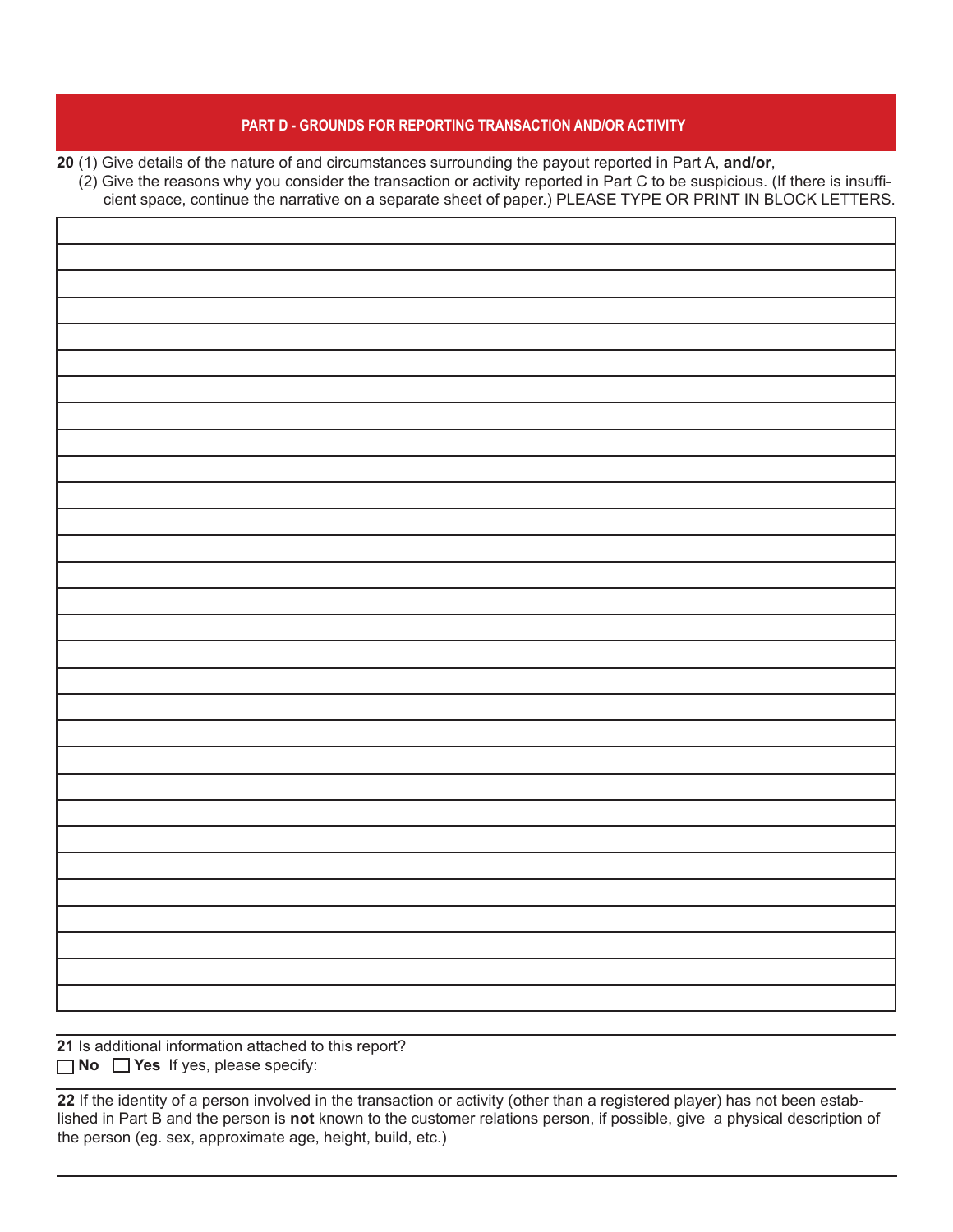## PART D - GROUNDS FOR REPORTING TRANSACTION AND/OR ACTIVITY

**20** (1) Give details of the nature of and circumstances surrounding the payout reported in Part A, **and/or**,

(2) Give the reasons why you consider the transaction or activity reported in Part C to be suspicious. (If there is insufficient space, continue the narrative on a separate sheet of paper.) PLEASE TYPE OR PRINT IN BLOCK LETTERS.

**21** Is additional information attached to this report?

☐ **No** ☐ **Yes** If yes, please specify:

**22** If the identity of a person involved in the transaction or activity (other than a registered player) has not been established in Part B and the person is **not** known to the customer relations person, if possible, give a physical description of the person (eg. sex, approximate age, height, build, etc.)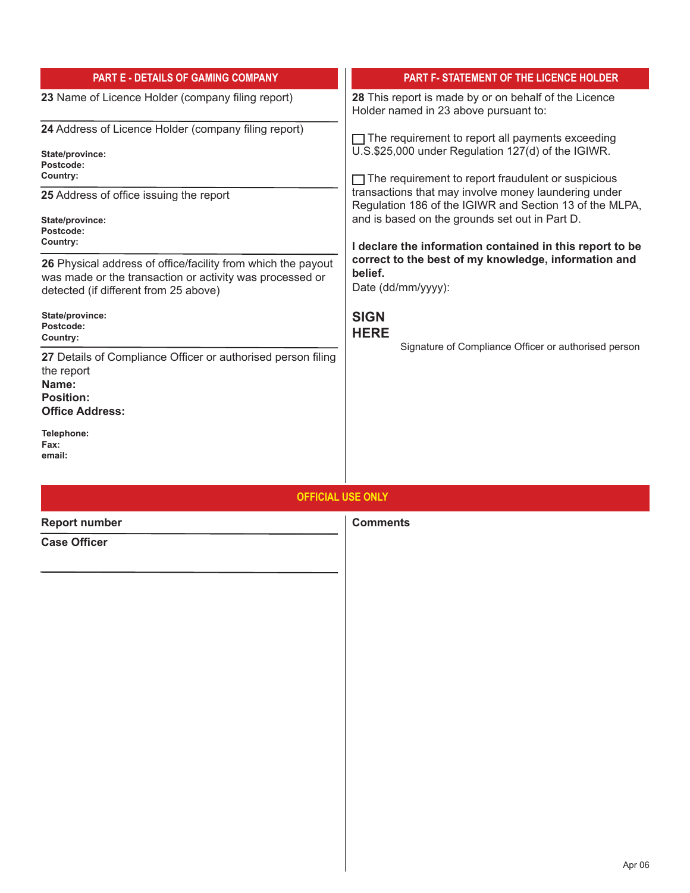## PART E - DETAILS OF GAMING COMPANY

**23** Name of Licence Holder (company filing report)

**24** Address of Licence Holder (company filing report)

**State/province:**
**Postcode:**
**Country:**

**25** Address of office issuing the report

**State/province:**
**Postcode:**
**Country:**

**26** Physical address of office/facility from which the payout was made or the transaction or activity was processed or detected (if different from 25 above)

**State/province:**
**Postcode:**
**Country:**

**27** Details of Compliance Officer or authorised person filing the report

**Name:**
**Position:**
**Office Address:**

**Telephone:**
**Fax:**
**email:**

## PART F- STATEMENT OF THE LICENCE HOLDER

**28** This report is made by or on behalf of the Licence Holder named in 23 above pursuant to:

☐ The requirement to report all payments exceeding U.S.$25,000 under Regulation 127(d) of the IGIWR.

☐ The requirement to report fraudulent or suspicious transactions that may involve money laundering under Regulation 186 of the IGIWR and Section 13 of the MLPA, and is based on the grounds set out in Part D.

**I declare the information contained in this report to be correct to the best of my knowledge, information and belief.**

Date (dd/mm/yyyy):

**SIGN HERE**

Signature of Compliance Officer or authorised person

## OFFICIAL USE ONLY

**Report number**

**Case Officer**

**Comments**

Apr 06